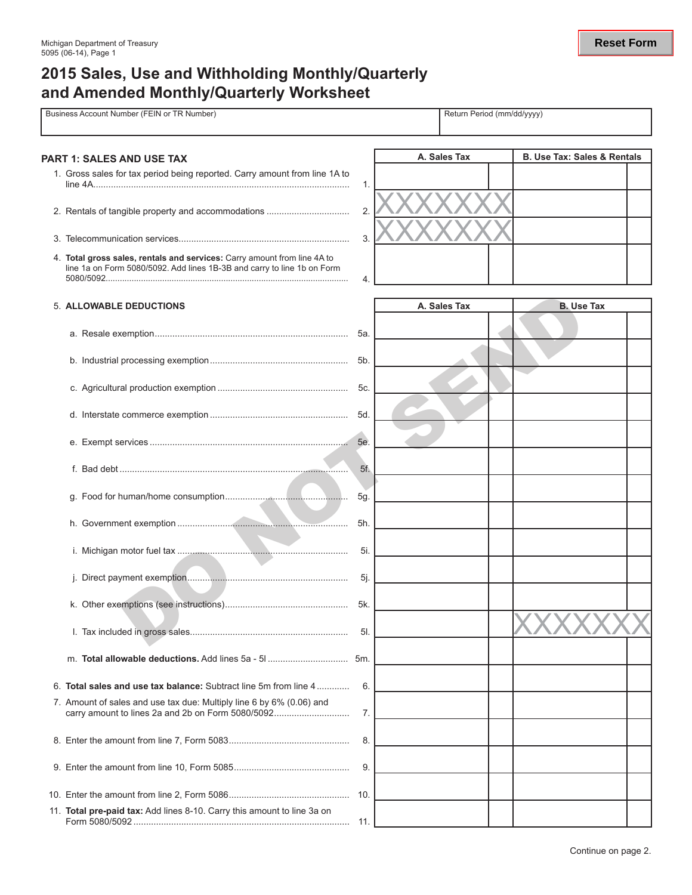Michigan Department of Treasury
5095 (06-14), Page 1

# 2015 Sales, Use and Withholding Monthly/Quarterly and Amended Monthly/Quarterly Worksheet

| Business Account Number (FEIN or TR Number) | Return Period (mm/dd/yyyy) |
|---|---|
| | |

## PART 1: SALES AND USE TAX

| | | A. Sales Tax | B. Use Tax: Sales & Rentals |
|---|---|---|---|
| 1. Gross sales for tax period being reported. Carry amount from line 1A to line 4A | 1. | | |
| 2. Rentals of tangible property and accommodations | 2. | XXXXXXX | |
| 3. Telecommunication services | 3. | XXXXXXX | |
| 4. **Total gross sales, rentals and services:** Carry amount from line 4A to line 1a on Form 5080/5092. Add lines 1B-3B and carry to line 1b on Form 5080/5092 | 4. | | |

| 5. **ALLOWABLE DEDUCTIONS** | | A. Sales Tax | B. Use Tax |
|---|---|---|---|
| a. Resale exemption | 5a. | | |
| b. Industrial processing exemption | 5b. | | |
| c. Agricultural production exemption | 5c. | | |
| d. Interstate commerce exemption | 5d. | | |
| e. Exempt services | 5e. | | |
| f. Bad debt | 5f. | | |
| g. Food for human/home consumption | 5g. | | |
| h. Government exemption | 5h. | | |
| i. Michigan motor fuel tax | 5i. | | |
| j. Direct payment exemption | 5j. | | |
| k. Other exemptions (see instructions) | 5k. | | |
| l. Tax included in gross sales | 5l. | | XXXXXXX |
| m. **Total allowable deductions.** Add lines 5a - 5l | 5m. | | |
| 6. **Total sales and use tax balance:** Subtract line 5m from line 4 | 6. | | |
| 7. Amount of sales and use tax due: Multiply line 6 by 6% (0.06) and carry amount to lines 2a and 2b on Form 5080/5092 | 7. | | |
| 8. Enter the amount from line 7, Form 5083 | 8. | | |
| 9. Enter the amount from line 10, Form 5085 | 9. | | |
| 10. Enter the amount from line 2, Form 5086 | 10. | | |
| 11. **Total pre-paid tax:** Add lines 8-10. Carry this amount to line 3a on Form 5080/5092 | 11. | | |

DO NOT SEND

Continue on page 2.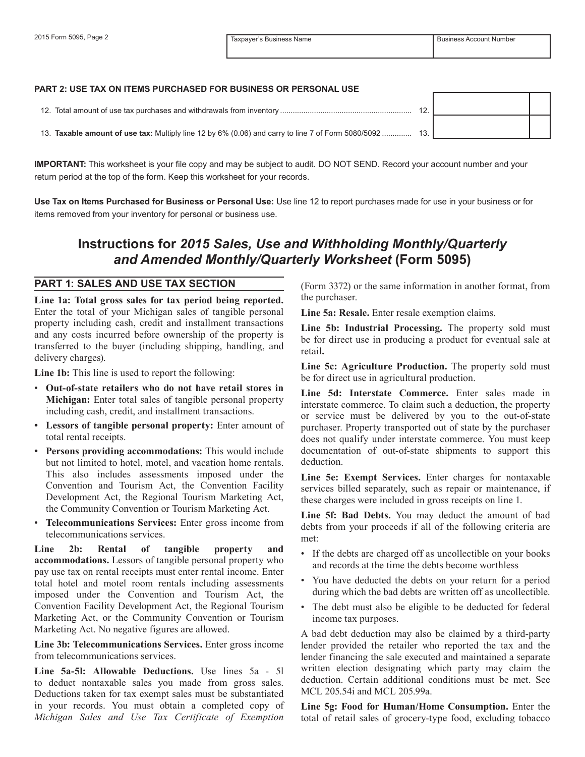| Taxpayer's Business Name | Business Account Number |
|---|---|
| | |

**PART 2: USE TAX ON ITEMS PURCHASED FOR BUSINESS OR PERSONAL USE**

| | | | |
|---|---|---|---|
| 12. Total amount of use tax purchases and withdrawals from inventory | 12. | | |
| 13. **Taxable amount of use tax:** Multiply line 12 by 6% (0.06) and carry to line 7 of Form 5080/5092 | 13. | | |

**IMPORTANT:** This worksheet is your file copy and may be subject to audit. DO NOT SEND. Record your account number and your return period at the top of the form. Keep this worksheet for your records.

**Use Tax on Items Purchased for Business or Personal Use:** Use line 12 to report purchases made for use in your business or for items removed from your inventory for personal or business use.

# Instructions for *2015 Sales, Use and Withholding Monthly/Quarterly and Amended Monthly/Quarterly Worksheet* (Form 5095)

## PART 1: SALES AND USE TAX SECTION

**Line 1a: Total gross sales for tax period being reported.** Enter the total of your Michigan sales of tangible personal property including cash, credit and installment transactions and any costs incurred before ownership of the property is transferred to the buyer (including shipping, handling, and delivery charges).

**Line 1b:** This line is used to report the following:

- **Out-of-state retailers who do not have retail stores in Michigan:** Enter total sales of tangible personal property including cash, credit, and installment transactions.
- **Lessors of tangible personal property:** Enter amount of total rental receipts.
- **Persons providing accommodations:** This would include but not limited to hotel, motel, and vacation home rentals. This also includes assessments imposed under the Convention and Tourism Act, the Convention Facility Development Act, the Regional Tourism Marketing Act, the Community Convention or Tourism Marketing Act.
- **Telecommunications Services:** Enter gross income from telecommunications services.

**Line 2b: Rental of tangible property and accommodations.** Lessors of tangible personal property who pay use tax on rental receipts must enter rental income. Enter total hotel and motel room rentals including assessments imposed under the Convention and Tourism Act, the Convention Facility Development Act, the Regional Tourism Marketing Act, or the Community Convention or Tourism Marketing Act. No negative figures are allowed.

**Line 3b: Telecommunications Services.** Enter gross income from telecommunications services.

**Line 5a-5l: Allowable Deductions.** Use lines 5a - 5l to deduct nontaxable sales you made from gross sales. Deductions taken for tax exempt sales must be substantiated in your records. You must obtain a completed copy of *Michigan Sales and Use Tax Certificate of Exemption* (Form 3372) or the same information in another format, from the purchaser.

**Line 5a: Resale.** Enter resale exemption claims.

**Line 5b: Industrial Processing.** The property sold must be for direct use in producing a product for eventual sale at retail**.**

**Line 5c: Agriculture Production.** The property sold must be for direct use in agricultural production.

**Line 5d: Interstate Commerce.** Enter sales made in interstate commerce. To claim such a deduction, the property or service must be delivered by you to the out-of-state purchaser. Property transported out of state by the purchaser does not qualify under interstate commerce. You must keep documentation of out-of-state shipments to support this deduction.

**Line 5e: Exempt Services.** Enter charges for nontaxable services billed separately, such as repair or maintenance, if these charges were included in gross receipts on line 1.

**Line 5f: Bad Debts.** You may deduct the amount of bad debts from your proceeds if all of the following criteria are met:

- If the debts are charged off as uncollectible on your books and records at the time the debts become worthless
- You have deducted the debts on your return for a period during which the bad debts are written off as uncollectible.
- The debt must also be eligible to be deducted for federal income tax purposes.

A bad debt deduction may also be claimed by a third-party lender provided the retailer who reported the tax and the lender financing the sale executed and maintained a separate written election designating which party may claim the deduction. Certain additional conditions must be met. See MCL 205.54i and MCL 205.99a.

**Line 5g: Food for Human/Home Consumption.** Enter the total of retail sales of grocery-type food, excluding tobacco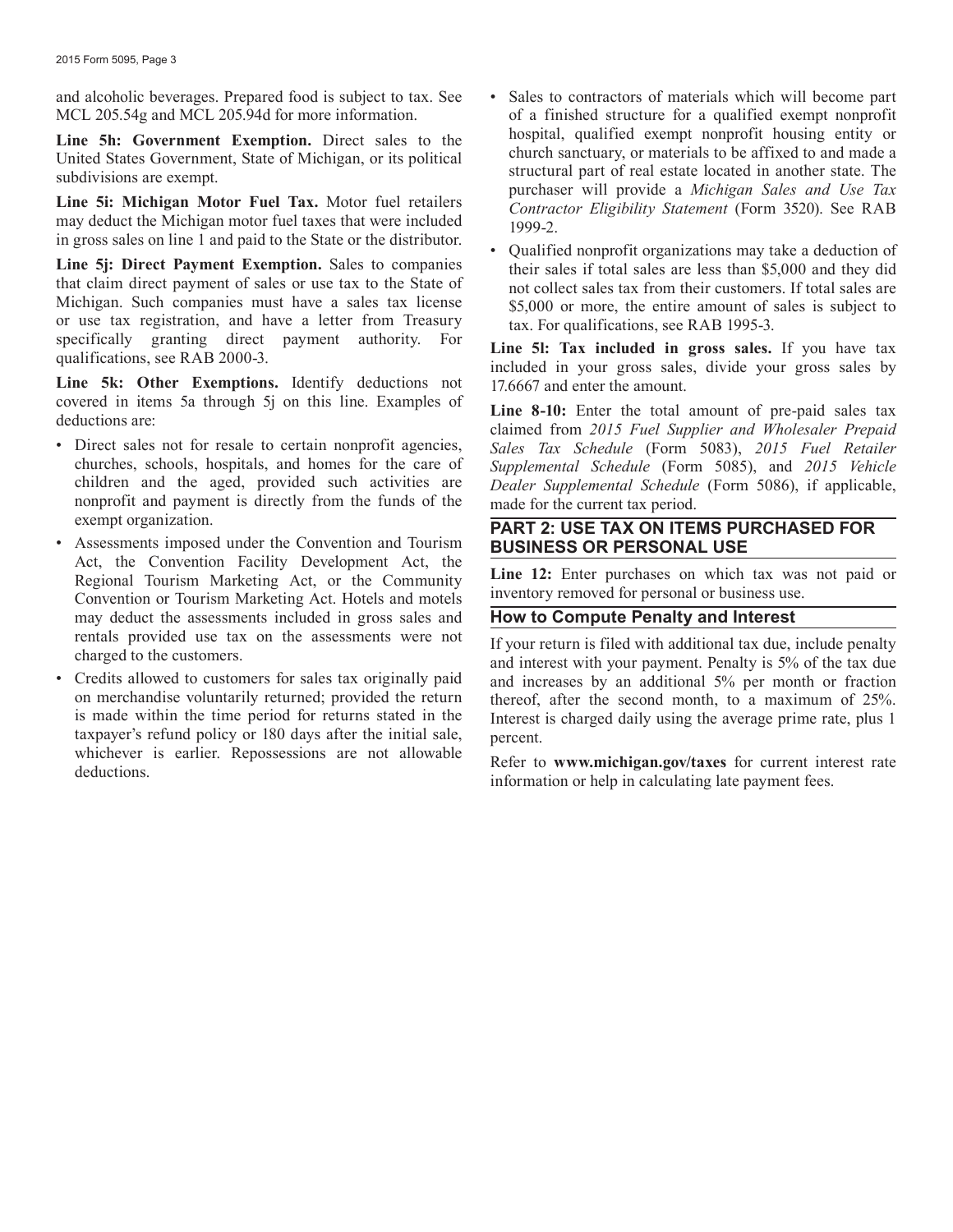and alcoholic beverages. Prepared food is subject to tax. See MCL 205.54g and MCL 205.94d for more information.

**Line 5h: Government Exemption.** Direct sales to the United States Government, State of Michigan, or its political subdivisions are exempt.

**Line 5i: Michigan Motor Fuel Tax.** Motor fuel retailers may deduct the Michigan motor fuel taxes that were included in gross sales on line 1 and paid to the State or the distributor.

**Line 5j: Direct Payment Exemption.** Sales to companies that claim direct payment of sales or use tax to the State of Michigan. Such companies must have a sales tax license or use tax registration, and have a letter from Treasury specifically granting direct payment authority. For qualifications, see RAB 2000-3.

**Line 5k: Other Exemptions.** Identify deductions not covered in items 5a through 5j on this line. Examples of deductions are:

- Direct sales not for resale to certain nonprofit agencies, churches, schools, hospitals, and homes for the care of children and the aged, provided such activities are nonprofit and payment is directly from the funds of the exempt organization.
- Assessments imposed under the Convention and Tourism Act, the Convention Facility Development Act, the Regional Tourism Marketing Act, or the Community Convention or Tourism Marketing Act. Hotels and motels may deduct the assessments included in gross sales and rentals provided use tax on the assessments were not charged to the customers.
- Credits allowed to customers for sales tax originally paid on merchandise voluntarily returned; provided the return is made within the time period for returns stated in the taxpayer's refund policy or 180 days after the initial sale, whichever is earlier. Repossessions are not allowable deductions.
- Sales to contractors of materials which will become part of a finished structure for a qualified exempt nonprofit hospital, qualified exempt nonprofit housing entity or church sanctuary, or materials to be affixed to and made a structural part of real estate located in another state. The purchaser will provide a *Michigan Sales and Use Tax Contractor Eligibility Statement* (Form 3520). See RAB 1999-2.
- Qualified nonprofit organizations may take a deduction of their sales if total sales are less than $5,000 and they did not collect sales tax from their customers. If total sales are $5,000 or more, the entire amount of sales is subject to tax. For qualifications, see RAB 1995-3.

**Line 5l: Tax included in gross sales.** If you have tax included in your gross sales, divide your gross sales by 17.6667 and enter the amount.

**Line 8-10:** Enter the total amount of pre-paid sales tax claimed from *2015 Fuel Supplier and Wholesaler Prepaid Sales Tax Schedule* (Form 5083), *2015 Fuel Retailer Supplemental Schedule* (Form 5085), and *2015 Vehicle Dealer Supplemental Schedule* (Form 5086), if applicable, made for the current tax period.

## PART 2: USE TAX ON ITEMS PURCHASED FOR BUSINESS OR PERSONAL USE

**Line 12:** Enter purchases on which tax was not paid or inventory removed for personal or business use.

## How to Compute Penalty and Interest

If your return is filed with additional tax due, include penalty and interest with your payment. Penalty is 5% of the tax due and increases by an additional 5% per month or fraction thereof, after the second month, to a maximum of 25%. Interest is charged daily using the average prime rate, plus 1 percent.

Refer to **www.michigan.gov/taxes** for current interest rate information or help in calculating late payment fees.